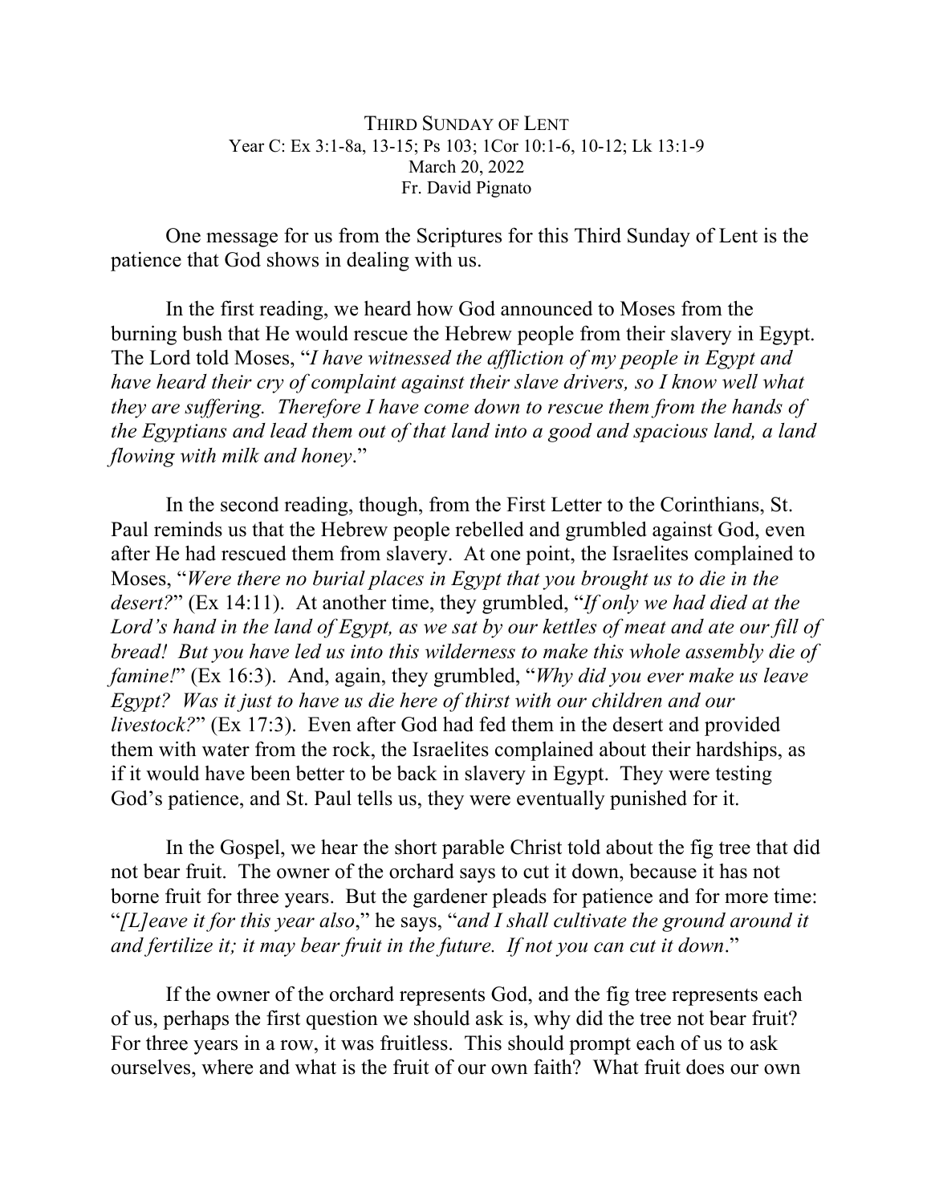THIRD SUNDAY OF LENT
Year C: Ex 3:1-8a, 13-15; Ps 103; 1Cor 10:1-6, 10-12; Lk 13:1-9
March 20, 2022
Fr. David Pignato

One message for us from the Scriptures for this Third Sunday of Lent is the patience that God shows in dealing with us.

In the first reading, we heard how God announced to Moses from the burning bush that He would rescue the Hebrew people from their slavery in Egypt. The Lord told Moses, "*I have witnessed the affliction of my people in Egypt and have heard their cry of complaint against their slave drivers, so I know well what they are suffering. Therefore I have come down to rescue them from the hands of the Egyptians and lead them out of that land into a good and spacious land, a land flowing with milk and honey*."

In the second reading, though, from the First Letter to the Corinthians, St. Paul reminds us that the Hebrew people rebelled and grumbled against God, even after He had rescued them from slavery. At one point, the Israelites complained to Moses, "*Were there no burial places in Egypt that you brought us to die in the desert?*" (Ex 14:11). At another time, they grumbled, "*If only we had died at the Lord's hand in the land of Egypt, as we sat by our kettles of meat and ate our fill of bread! But you have led us into this wilderness to make this whole assembly die of famine!*" (Ex 16:3). And, again, they grumbled, "*Why did you ever make us leave Egypt? Was it just to have us die here of thirst with our children and our livestock?*" (Ex 17:3). Even after God had fed them in the desert and provided them with water from the rock, the Israelites complained about their hardships, as if it would have been better to be back in slavery in Egypt. They were testing God's patience, and St. Paul tells us, they were eventually punished for it.

In the Gospel, we hear the short parable Christ told about the fig tree that did not bear fruit. The owner of the orchard says to cut it down, because it has not borne fruit for three years. But the gardener pleads for patience and for more time: "*[L]eave it for this year also*," he says, "*and I shall cultivate the ground around it and fertilize it; it may bear fruit in the future. If not you can cut it down*."

If the owner of the orchard represents God, and the fig tree represents each of us, perhaps the first question we should ask is, why did the tree not bear fruit? For three years in a row, it was fruitless. This should prompt each of us to ask ourselves, where and what is the fruit of our own faith? What fruit does our own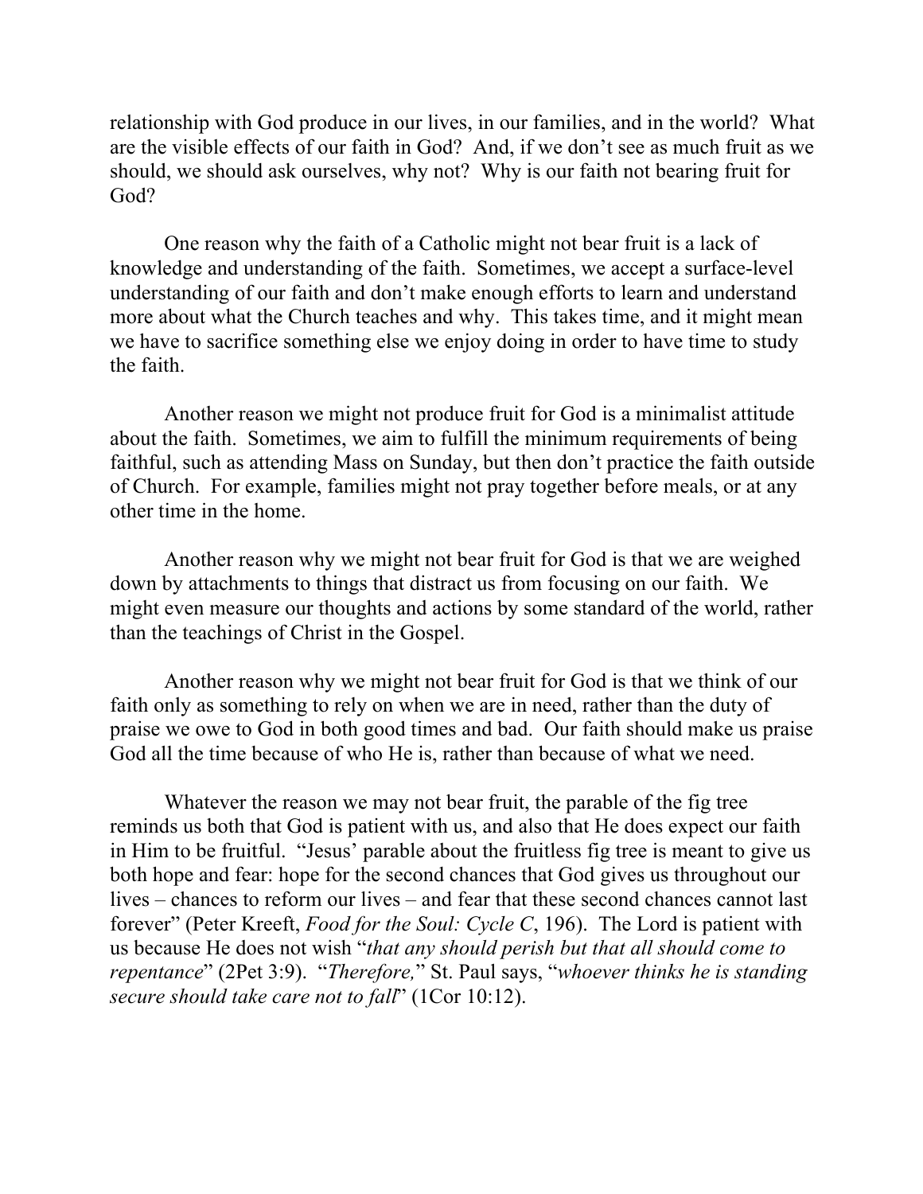relationship with God produce in our lives, in our families, and in the world? What are the visible effects of our faith in God? And, if we don't see as much fruit as we should, we should ask ourselves, why not? Why is our faith not bearing fruit for God?

One reason why the faith of a Catholic might not bear fruit is a lack of knowledge and understanding of the faith. Sometimes, we accept a surface-level understanding of our faith and don't make enough efforts to learn and understand more about what the Church teaches and why. This takes time, and it might mean we have to sacrifice something else we enjoy doing in order to have time to study the faith.

Another reason we might not produce fruit for God is a minimalist attitude about the faith. Sometimes, we aim to fulfill the minimum requirements of being faithful, such as attending Mass on Sunday, but then don't practice the faith outside of Church. For example, families might not pray together before meals, or at any other time in the home.

Another reason why we might not bear fruit for God is that we are weighed down by attachments to things that distract us from focusing on our faith. We might even measure our thoughts and actions by some standard of the world, rather than the teachings of Christ in the Gospel.

Another reason why we might not bear fruit for God is that we think of our faith only as something to rely on when we are in need, rather than the duty of praise we owe to God in both good times and bad. Our faith should make us praise God all the time because of who He is, rather than because of what we need.

Whatever the reason we may not bear fruit, the parable of the fig tree reminds us both that God is patient with us, and also that He does expect our faith in Him to be fruitful. "Jesus' parable about the fruitless fig tree is meant to give us both hope and fear: hope for the second chances that God gives us throughout our lives – chances to reform our lives – and fear that these second chances cannot last forever" (Peter Kreeft, *Food for the Soul: Cycle C*, 196). The Lord is patient with us because He does not wish "*that any should perish but that all should come to repentance*" (2Pet 3:9). "*Therefore,*" St. Paul says, "*whoever thinks he is standing secure should take care not to fall*" (1Cor 10:12).